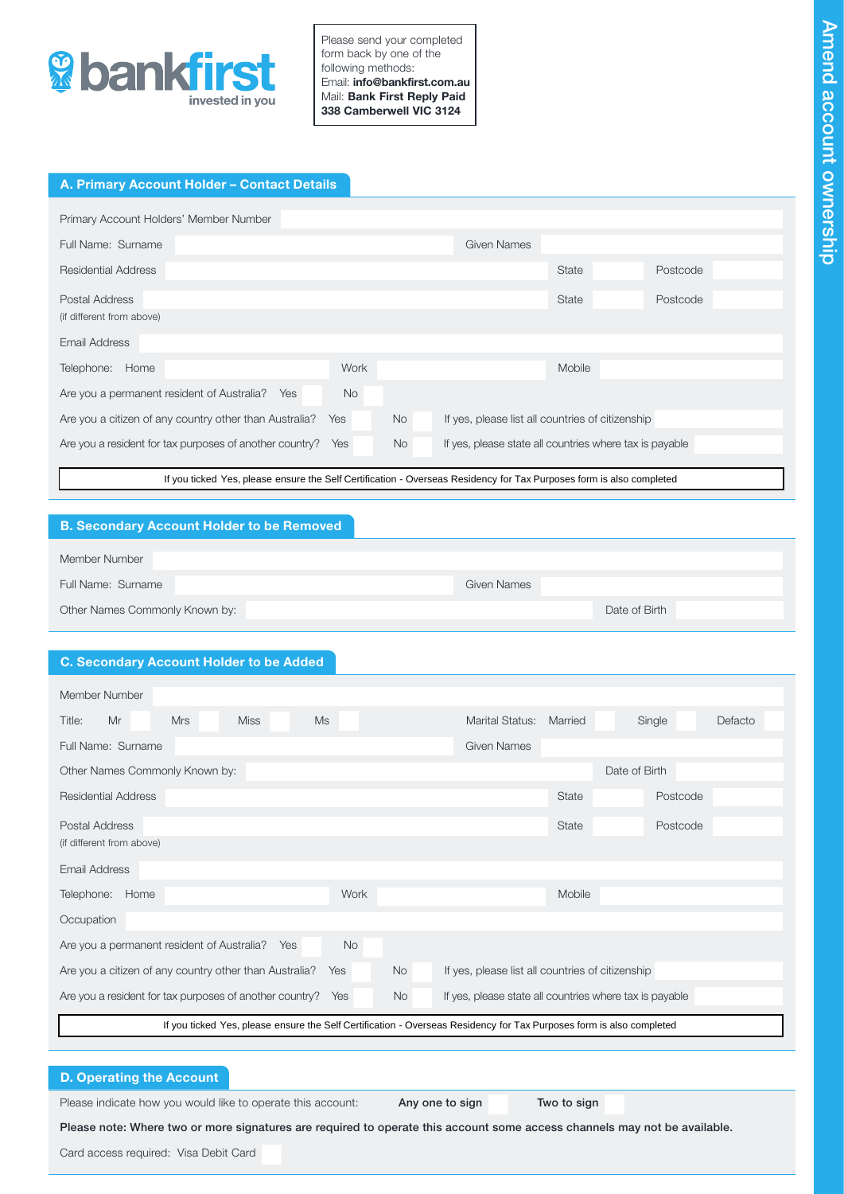**bankfirst** invested in you

Please send your completed form back by one of the following methods:
Email: **info@bankfirst.com.au**
Mail: **Bank First Reply Paid 338 Camberwell VIC 3124**

# Amend account ownership

## A. Primary Account Holder – Contact Details

Primary Account Holders' Member Number

Full Name: Surname | Given Names

Residential Address | State | Postcode

Postal Address (if different from above) | State | Postcode

Email Address

Telephone: Home | Work | Mobile

Are you a permanent resident of Australia? Yes | No

Are you a citizen of any country other than Australia? Yes | No | If yes, please list all countries of citizenship

Are you a resident for tax purposes of another country? Yes | No | If yes, please state all countries where tax is payable

If you ticked Yes, please ensure the Self Certification - Overseas Residency for Tax Purposes form is also completed

## B. Secondary Account Holder to be Removed

Member Number

Full Name: Surname | Given Names

Other Names Commonly Known by: | Date of Birth

## C. Secondary Account Holder to be Added

Member Number

Title: Mr | Mrs | Miss | Ms | Marital Status: Married | Single | Defacto

Full Name: Surname | Given Names

Other Names Commonly Known by: | Date of Birth

Residential Address | State | Postcode

Postal Address (if different from above) | State | Postcode

Email Address

Telephone: Home | Work | Mobile

Occupation

Are you a permanent resident of Australia? Yes | No

Are you a citizen of any country other than Australia? Yes | No | If yes, please list all countries of citizenship

Are you a resident for tax purposes of another country? Yes | No | If yes, please state all countries where tax is payable

If you ticked Yes, please ensure the Self Certification - Overseas Residency for Tax Purposes form is also completed

## D. Operating the Account

Please indicate how you would like to operate this account: **Any one to sign** | **Two to sign**

**Please note: Where two or more signatures are required to operate this account some access channels may not be available.**

Card access required: Visa Debit Card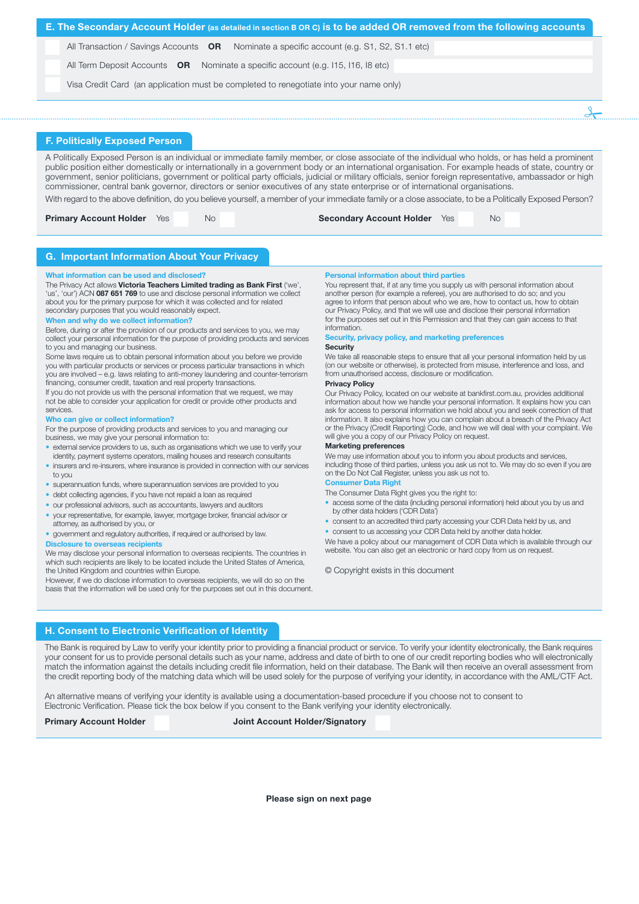## E. The Secondary Account Holder (as detailed in section B OR C) is to be added OR removed from the following accounts

- All Transaction / Savings Accounts **OR** Nominate a specific account (e.g. S1, S2, S1.1 etc)
- All Term Deposit Accounts **OR** Nominate a specific account (e.g. I15, I16, I8 etc)
- Visa Credit Card (an application must be completed to renegotiate into your name only)

## F. Politically Exposed Person

A Politically Exposed Person is an individual or immediate family member, or close associate of the individual who holds, or has held a prominent public position either domestically or internationally in a government body or an international organisation. For example heads of state, country or government, senior politicians, government or political party officials, judicial or military officials, senior foreign representative, ambassador or high commissioner, central bank governor, directors or senior executives of any state enterprise or of international organisations.

With regard to the above definition, do you believe yourself, a member of your immediate family or a close associate, to be a Politically Exposed Person?

**Primary Account Holder** Yes No **Secondary Account Holder** Yes No

## G. Important Information About Your Privacy

### What information can be used and disclosed?

The Privacy Act allows **Victoria Teachers Limited trading as Bank First** ('we', 'us', 'our') ACN **087 651 769** to use and disclose personal information we collect about you for the primary purpose for which it was collected and for related secondary purposes that you would reasonably expect.

### When and why do we collect information?

Before, during or after the provision of our products and services to you, we may collect your personal information for the purpose of providing products and services to you and managing our business.

Some laws require us to obtain personal information about you before we provide you with particular products or services or process particular transactions in which you are involved – e.g. laws relating to anti-money laundering and counter-terrorism financing, consumer credit, taxation and real property transactions.

If you do not provide us with the personal information that we request, we may not be able to consider your application for credit or provide other products and services.

### Who can give or collect information?

For the purpose of providing products and services to you and managing our business, we may give your personal information to:

- external service providers to us, such as organisations which we use to verify your identity, payment systems operators, mailing houses and research consultants
- insurers and re-insurers, where insurance is provided in connection with our services to you
- superannuation funds, where superannuation services are provided to you
- debt collecting agencies, if you have not repaid a loan as required
- our professional advisors, such as accountants, lawyers and auditors
- your representative, for example, lawyer, mortgage broker, financial advisor or attorney, as authorised by you, or
- government and regulatory authorities, if required or authorised by law.

### Disclosure to overseas recipients

We may disclose your personal information to overseas recipients. The countries in which such recipients are likely to be located include the United States of America, the United Kingdom and countries within Europe.

However, if we do disclose information to overseas recipients, we will do so on the basis that the information will be used only for the purposes set out in this document.

### Personal information about third parties

You represent that, if at any time you supply us with personal information about another person (for example a referee), you are authorised to do so; and you agree to inform that person about who we are, how to contact us, how to obtain our Privacy Policy, and that we will use and disclose their personal information for the purposes set out in this Permission and that they can gain access to that information.

### Security, privacy policy, and marketing preferences

**Security**

We take all reasonable steps to ensure that all your personal information held by us (on our website or otherwise), is protected from misuse, interference and loss, and from unauthorised access, disclosure or modification.

**Privacy Policy**

Our Privacy Policy, located on our website at bankfirst.com.au, provides additional information about how we handle your personal information. It explains how you can ask for access to personal information we hold about you and seek correction of that information. It also explains how you can complain about a breach of the Privacy Act or the Privacy (Credit Reporting) Code, and how we will deal with your complaint. We will give you a copy of our Privacy Policy on request.

**Marketing preferences**

We may use information about you to inform you about products and services, including those of third parties, unless you ask us not to. We may do so even if you are on the Do Not Call Register, unless you ask us not to.

### Consumer Data Right

The Consumer Data Right gives you the right to:

- access some of the data (including personal information) held about you by us and by other data holders ('CDR Data')
- consent to an accredited third party accessing your CDR Data held by us, and
- consent to us accessing your CDR Data held by another data holder.

We have a policy about our management of CDR Data which is available through our website. You can also get an electronic or hard copy from us on request.

© Copyright exists in this document

## H. Consent to Electronic Verification of Identity

The Bank is required by Law to verify your identity prior to providing a financial product or service. To verify your identity electronically, the Bank requires your consent for us to provide personal details such as your name, address and date of birth to one of our credit reporting bodies who will electronically match the information against the details including credit file information, held on their database. The Bank will then receive an overall assessment from the credit reporting body of the matching data which will be used solely for the purpose of verifying your identity, in accordance with the AML/CTF Act.

An alternative means of verifying your identity is available using a documentation-based procedure if you choose not to consent to Electronic Verification. Please tick the box below if you consent to the Bank verifying your identity electronically.

**Primary Account Holder** **Joint Account Holder/Signatory**

**Please sign on next page**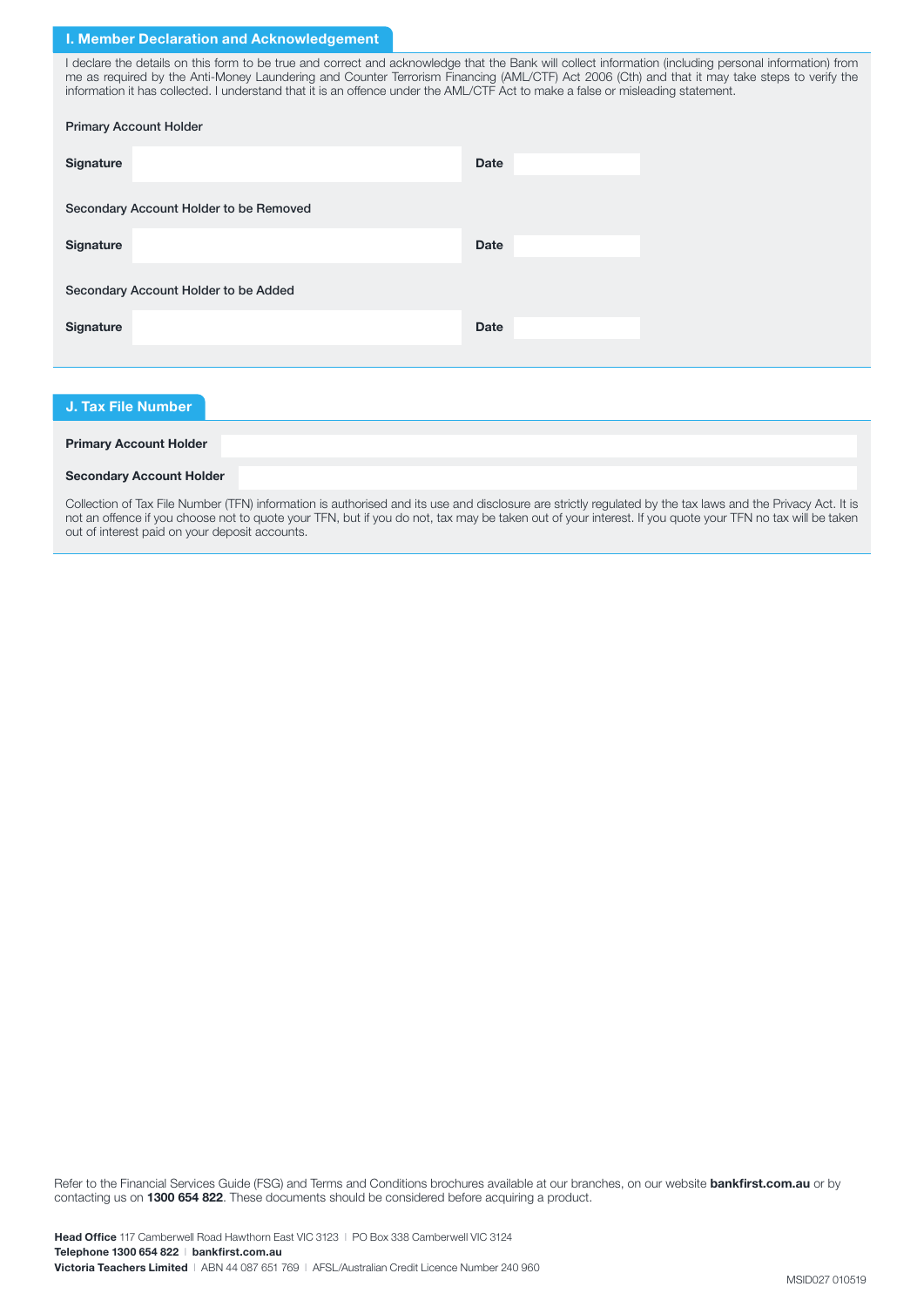## I. Member Declaration and Acknowledgement

I declare the details on this form to be true and correct and acknowledge that the Bank will collect information (including personal information) from me as required by the Anti-Money Laundering and Counter Terrorism Financing (AML/CTF) Act 2006 (Cth) and that it may take steps to verify the information it has collected. I understand that it is an offence under the AML/CTF Act to make a false or misleading statement.

Primary Account Holder

**Signature** &nbsp; **Date**

Secondary Account Holder to be Removed

**Signature** &nbsp; **Date**

Secondary Account Holder to be Added

**Signature** &nbsp; **Date**

## J. Tax File Number

**Primary Account Holder**

**Secondary Account Holder**

Collection of Tax File Number (TFN) information is authorised and its use and disclosure are strictly regulated by the tax laws and the Privacy Act. It is not an offence if you choose not to quote your TFN, but if you do not, tax may be taken out of your interest. If you quote your TFN no tax will be taken out of interest paid on your deposit accounts.

Refer to the Financial Services Guide (FSG) and Terms and Conditions brochures available at our branches, on our website **bankfirst.com.au** or by contacting us on **1300 654 822**. These documents should be considered before acquiring a product.

**Head Office** 117 Camberwell Road Hawthorn East VIC 3123 | PO Box 338 Camberwell VIC 3124
**Telephone 1300 654 822** | **bankfirst.com.au**
**Victoria Teachers Limited** | ABN 44 087 651 769 | AFSL/Australian Credit Licence Number 240 960

MSID027 010519